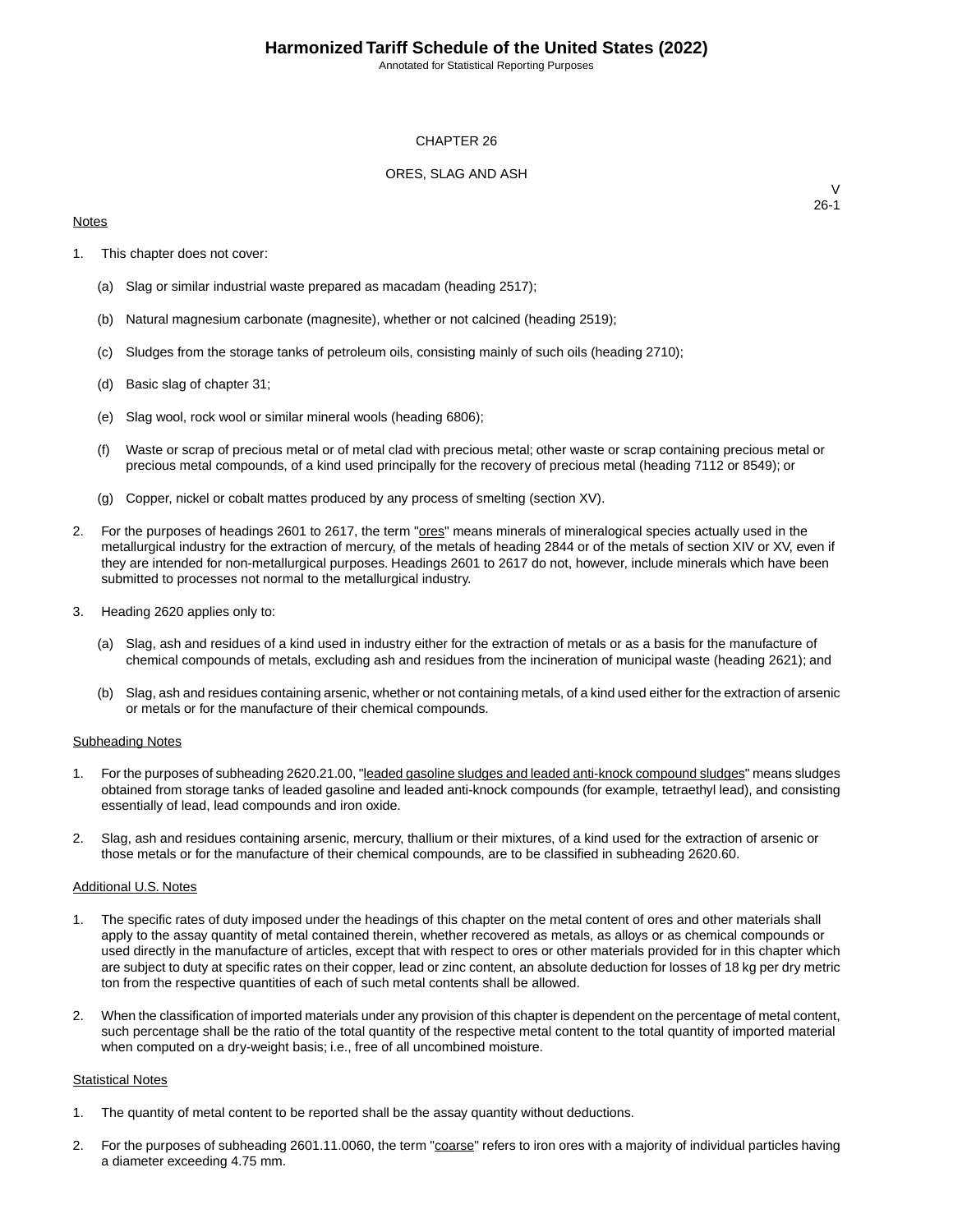# CHAPTER 26

## ORES, SLAG AND ASH

V
26-1

Notes

1. This chapter does not cover:

    (a) Slag or similar industrial waste prepared as macadam (heading 2517);

    (b) Natural magnesium carbonate (magnesite), whether or not calcined (heading 2519);

    (c) Sludges from the storage tanks of petroleum oils, consisting mainly of such oils (heading 2710);

    (d) Basic slag of chapter 31;

    (e) Slag wool, rock wool or similar mineral wools (heading 6806);

    (f) Waste or scrap of precious metal or of metal clad with precious metal; other waste or scrap containing precious metal or precious metal compounds, of a kind used principally for the recovery of precious metal (heading 7112 or 8549); or

    (g) Copper, nickel or cobalt mattes produced by any process of smelting (section XV).

2. For the purposes of headings 2601 to 2617, the term "ores" means minerals of mineralogical species actually used in the metallurgical industry for the extraction of mercury, of the metals of heading 2844 or of the metals of section XIV or XV, even if they are intended for non-metallurgical purposes. Headings 2601 to 2617 do not, however, include minerals which have been submitted to processes not normal to the metallurgical industry.

3. Heading 2620 applies only to:

    (a) Slag, ash and residues of a kind used in industry either for the extraction of metals or as a basis for the manufacture of chemical compounds of metals, excluding ash and residues from the incineration of municipal waste (heading 2621); and

    (b) Slag, ash and residues containing arsenic, whether or not containing metals, of a kind used either for the extraction of arsenic or metals or for the manufacture of their chemical compounds.

Subheading Notes

1. For the purposes of subheading 2620.21.00, "leaded gasoline sludges and leaded anti-knock compound sludges" means sludges obtained from storage tanks of leaded gasoline and leaded anti-knock compounds (for example, tetraethyl lead), and consisting essentially of lead, lead compounds and iron oxide.

2. Slag, ash and residues containing arsenic, mercury, thallium or their mixtures, of a kind used for the extraction of arsenic or those metals or for the manufacture of their chemical compounds, are to be classified in subheading 2620.60.

Additional U.S. Notes

1. The specific rates of duty imposed under the headings of this chapter on the metal content of ores and other materials shall apply to the assay quantity of metal contained therein, whether recovered as metals, as alloys or as chemical compounds or used directly in the manufacture of articles, except that with respect to ores or other materials provided for in this chapter which are subject to duty at specific rates on their copper, lead or zinc content, an absolute deduction for losses of 18 kg per dry metric ton from the respective quantities of each of such metal contents shall be allowed.

2. When the classification of imported materials under any provision of this chapter is dependent on the percentage of metal content, such percentage shall be the ratio of the total quantity of the respective metal content to the total quantity of imported material when computed on a dry-weight basis; i.e., free of all uncombined moisture.

Statistical Notes

1. The quantity of metal content to be reported shall be the assay quantity without deductions.

2. For the purposes of subheading 2601.11.0060, the term "coarse" refers to iron ores with a majority of individual particles having a diameter exceeding 4.75 mm.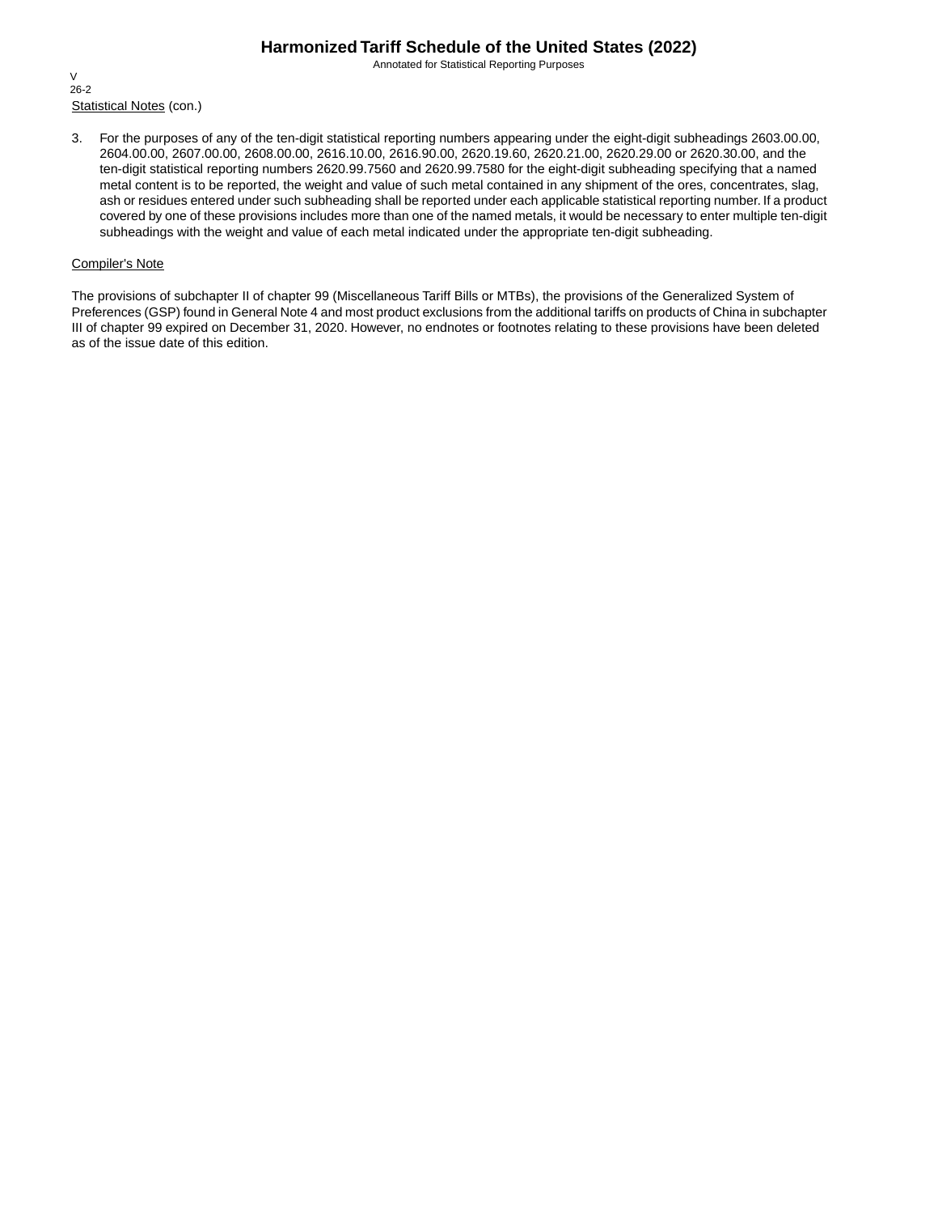Statistical Notes (con.)

3. For the purposes of any of the ten-digit statistical reporting numbers appearing under the eight-digit subheadings 2603.00.00, 2604.00.00, 2607.00.00, 2608.00.00, 2616.10.00, 2616.90.00, 2620.19.60, 2620.21.00, 2620.29.00 or 2620.30.00, and the ten-digit statistical reporting numbers 2620.99.7560 and 2620.99.7580 for the eight-digit subheading specifying that a named metal content is to be reported, the weight and value of such metal contained in any shipment of the ores, concentrates, slag, ash or residues entered under such subheading shall be reported under each applicable statistical reporting number. If a product covered by one of these provisions includes more than one of the named metals, it would be necessary to enter multiple ten-digit subheadings with the weight and value of each metal indicated under the appropriate ten-digit subheading.

Compiler's Note

The provisions of subchapter II of chapter 99 (Miscellaneous Tariff Bills or MTBs), the provisions of the Generalized System of Preferences (GSP) found in General Note 4 and most product exclusions from the additional tariffs on products of China in subchapter III of chapter 99 expired on December 31, 2020. However, no endnotes or footnotes relating to these provisions have been deleted as of the issue date of this edition.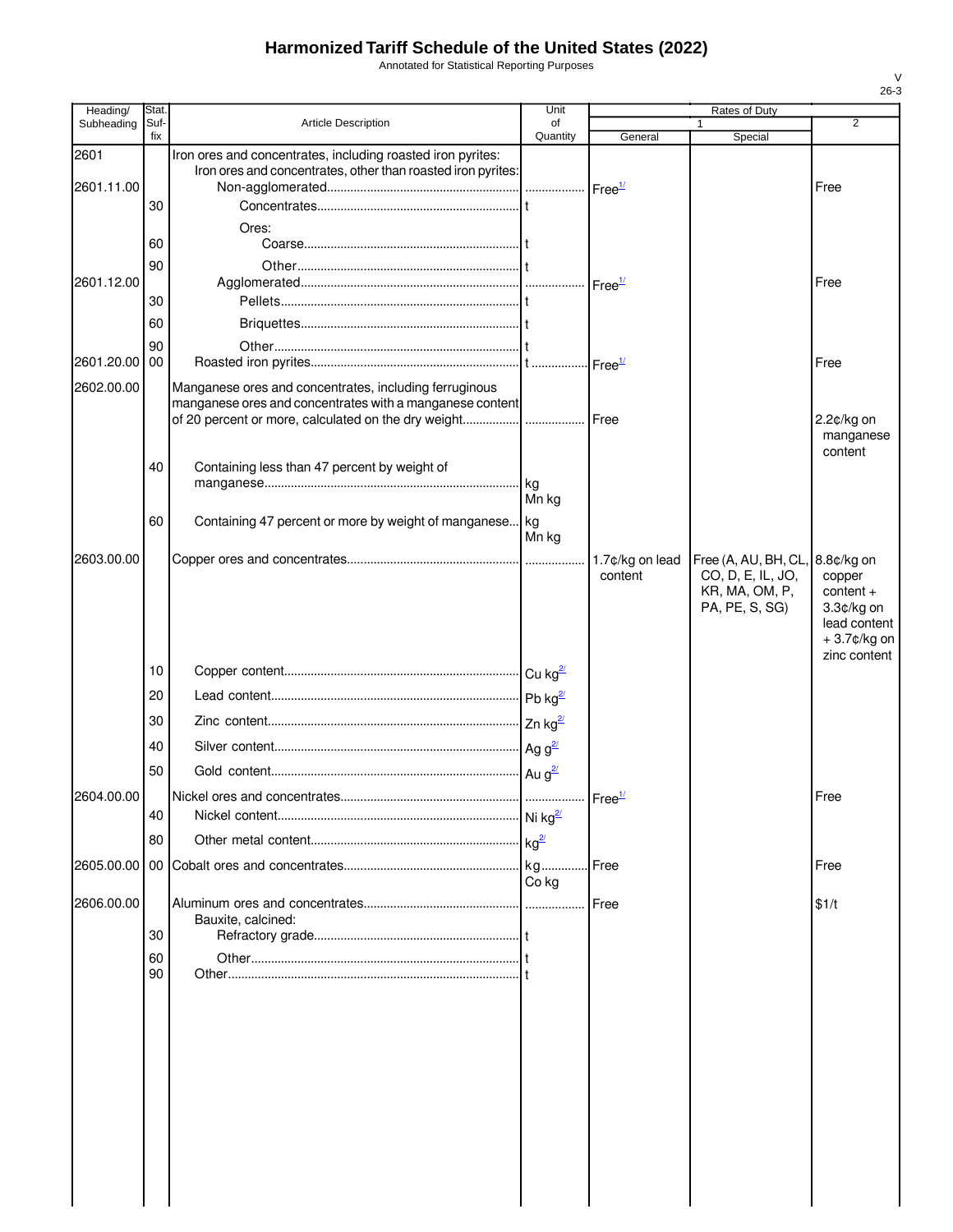# Harmonized Tariff Schedule of the United States (2022)

Annotated for Statistical Reporting Purposes

V
26-3

| Heading/ Subheading | Stat. Suf-fix | Article Description | Unit of Quantity | Rates of Duty 1 General | Rates of Duty 1 Special | Rates of Duty 2 |
|---|---|---|---|---|---|---|
| 2601 | | Iron ores and concentrates, including roasted iron pyrites: | | | | |
| | | Iron ores and concentrates, other than roasted iron pyrites: | | | | |
| 2601.11.00 | | Non-agglomerated | | Free[1/] | | Free |
| | 30 | Concentrates | t | | | |
| | | Ores: | | | | |
| | 60 | Coarse | t | | | |
| | 90 | Other | t | | | |
| 2601.12.00 | | Agglomerated | | Free[1/] | | Free |
| | 30 | Pellets | t | | | |
| | 60 | Briquettes | t | | | |
| | 90 | Other | t | | | |
| 2601.20.00 | 00 | Roasted iron pyrites | t | Free[1/] | | Free |
| 2602.00.00 | | Manganese ores and concentrates, including ferruginous manganese ores and concentrates with a manganese content of 20 percent or more, calculated on the dry weight | | Free | | 2.2¢/kg on manganese content |
| | 40 | Containing less than 47 percent by weight of manganese | kg Mn kg | | | |
| | 60 | Containing 47 percent or more by weight of manganese | kg Mn kg | | | |
| 2603.00.00 | | Copper ores and concentrates | | 1.7¢/kg on lead content | Free (A, AU, BH, CL, CO, D, E, IL, JO, KR, MA, OM, P, PA, PE, S, SG) | 8.8¢/kg on copper content + 3.3¢/kg on lead content + 3.7¢/kg on zinc content |
| | 10 | Copper content | Cu kg[2/] | | | |
| | 20 | Lead content | Pb kg[2/] | | | |
| | 30 | Zinc content | Zn kg[2/] | | | |
| | 40 | Silver content | Ag g[2/] | | | |
| | 50 | Gold content | Au g[2/] | | | |
| 2604.00.00 | | Nickel ores and concentrates | | Free[1/] | | Free |
| | 40 | Nickel content | Ni kg[2/] | | | |
| | 80 | Other metal content | kg[2/] | | | |
| 2605.00.00 | 00 | Cobalt ores and concentrates | kg Co kg | Free | | Free |
| 2606.00.00 | | Aluminum ores and concentrates | | Free | | $1/t |
| | | Bauxite, calcined: | | | | |
| | 30 | Refractory grade | t | | | |
| | 60 | Other | t | | | |
| | 90 | Other | t | | | |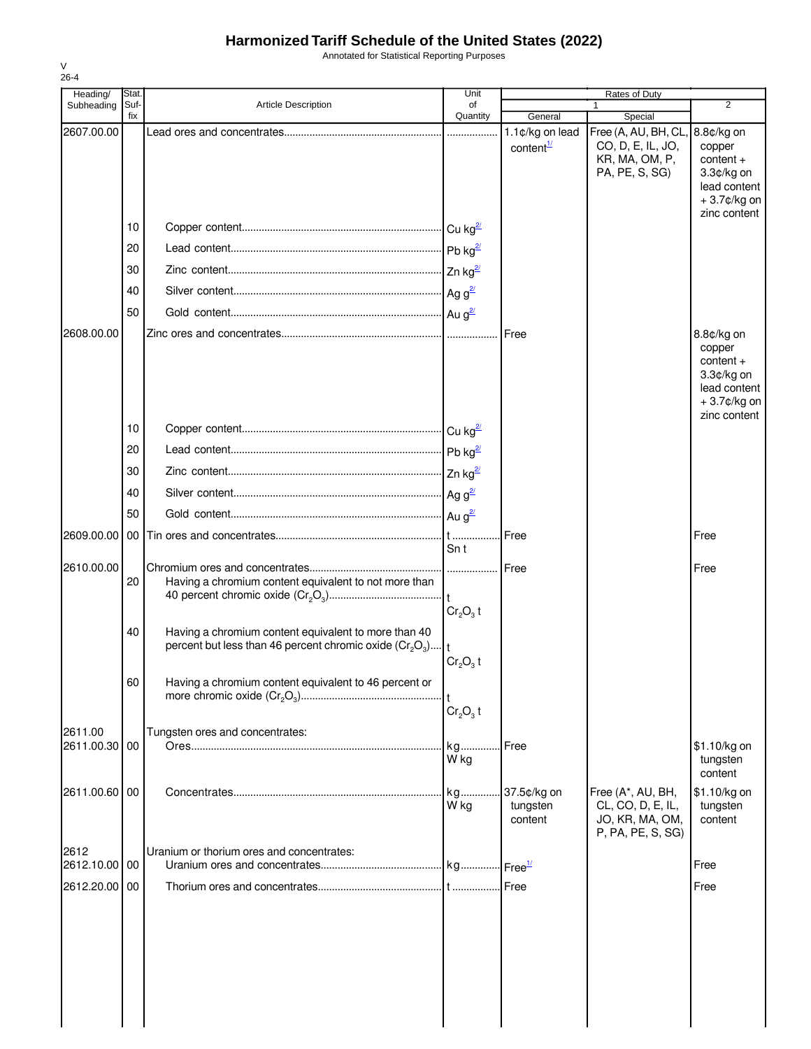# Harmonized Tariff Schedule of the United States (2022)

Annotated for Statistical Reporting Purposes

V
26-4

| Heading/ Subheading | Stat. Suf- fix | Article Description | Unit of Quantity | Rates of Duty 1 General | Rates of Duty 1 Special | Rates of Duty 2 |
|---|---|---|---|---|---|---|
| 2607.00.00 | | Lead ores and concentrates | | 1.1¢/kg on lead content[1/] | Free (A, AU, BH, CL, CO, D, E, IL, JO, KR, MA, OM, P, PA, PE, S, SG) | 8.8¢/kg on copper content + 3.3¢/kg on lead content + 3.7¢/kg on zinc content |
| | 10 | Copper content | Cu kg[2/] | | | |
| | 20 | Lead content | Pb kg[2/] | | | |
| | 30 | Zinc content | Zn kg[2/] | | | |
| | 40 | Silver content | Ag g[2/] | | | |
| | 50 | Gold content | Au g[2/] | | | |
| 2608.00.00 | | Zinc ores and concentrates | | Free | | 8.8¢/kg on copper content + 3.3¢/kg on lead content + 3.7¢/kg on zinc content |
| | 10 | Copper content | Cu kg[2/] | | | |
| | 20 | Lead content | Pb kg[2/] | | | |
| | 30 | Zinc content | Zn kg[2/] | | | |
| | 40 | Silver content | Ag g[2/] | | | |
| | 50 | Gold content | Au g[2/] | | | |
| 2609.00.00 | 00 | Tin ores and concentrates | t<br>Sn t | Free | | Free |
| 2610.00.00 | | Chromium ores and concentrates | | Free | | Free |
| | 20 | Having a chromium content equivalent to not more than 40 percent chromic oxide ($Cr_2O_3$) | t<br>$Cr_2O_3$ t | | | |
| | 40 | Having a chromium content equivalent to more than 40 percent but less than 46 percent chromic oxide ($Cr_2O_3$) | t<br>$Cr_2O_3$ t | | | |
| | 60 | Having a chromium content equivalent to 46 percent or more chromic oxide ($Cr_2O_3$) | t<br>$Cr_2O_3$ t | | | |
| 2611.00 | | Tungsten ores and concentrates: | | | | |
| 2611.00.30 | 00 | Ores | kg<br>W kg | Free | | $1.10/kg on tungsten content |
| 2611.00.60 | 00 | Concentrates | kg<br>W kg | 37.5¢/kg on tungsten content | Free (A*, AU, BH, CL, CO, D, E, IL, JO, KR, MA, OM, P, PA, PE, S, SG) | $1.10/kg on tungsten content |
| 2612 | | Uranium or thorium ores and concentrates: | | | | |
| 2612.10.00 | 00 | Uranium ores and concentrates | kg | Free[1/] | | Free |
| 2612.20.00 | 00 | Thorium ores and concentrates | t | Free | | Free |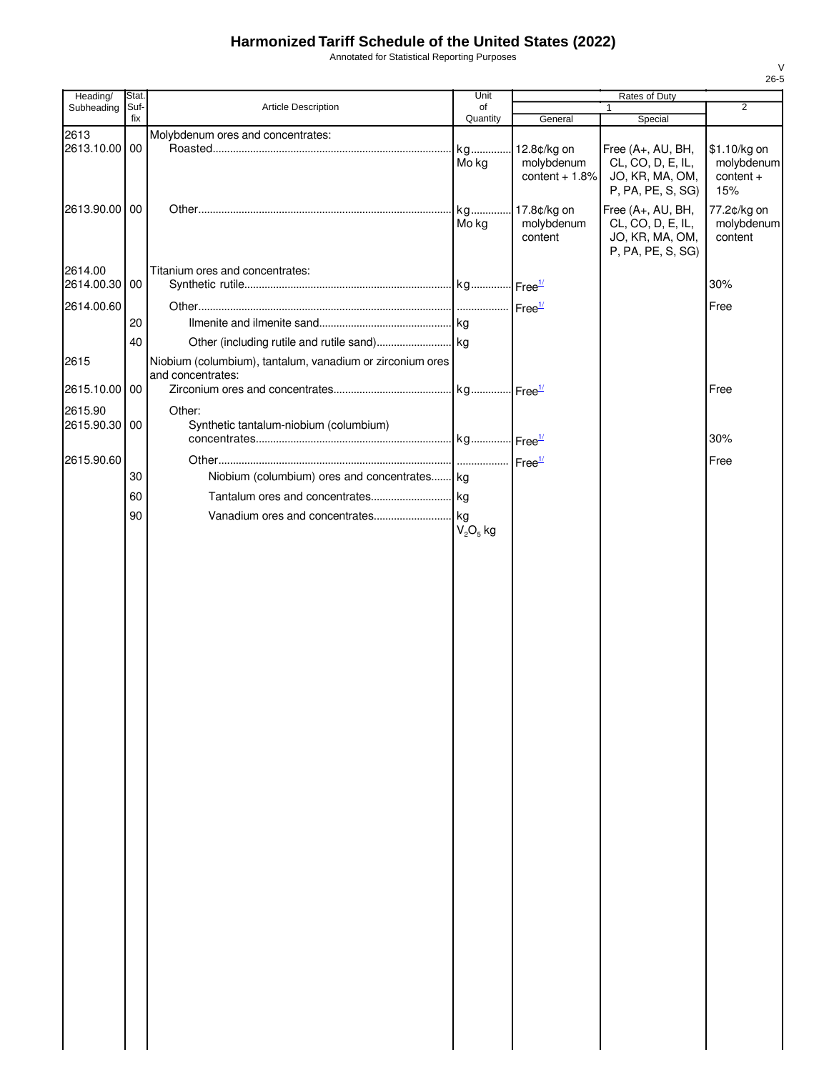# Harmonized Tariff Schedule of the United States (2022)

Annotated for Statistical Reporting Purposes

| Heading/ Subheading | Stat. Suf- fix | Article Description | Unit of Quantity | Rates of Duty 1 General | Rates of Duty 1 Special | Rates of Duty 2 |
|---|---|---|---|---|---|---|
| 2613 | | Molybdenum ores and concentrates: | | | | |
| 2613.10.00 | 00 | Roasted | kg Mo kg | 12.8¢/kg on molybdenum content + 1.8% | Free (A+, AU, BH, CL, CO, D, E, IL, JO, KR, MA, OM, P, PA, PE, S, SG) | $1.10/kg on molybdenum content + 15% |
| 2613.90.00 | 00 | Other | kg Mo kg | 17.8¢/kg on molybdenum content | Free (A+, AU, BH, CL, CO, D, E, IL, JO, KR, MA, OM, P, PA, PE, S, SG) | 77.2¢/kg on molybdenum content |
| 2614.00 | | Titanium ores and concentrates: | | | | |
| 2614.00.30 | 00 | Synthetic rutile | kg | Free[1/] | | 30% |
| 2614.00.60 | | Other | | Free[1/] | | Free |
| | 20 | Ilmenite and ilmenite sand | kg | | | |
| | 40 | Other (including rutile and rutile sand) | kg | | | |
| 2615 | | Niobium (columbium), tantalum, vanadium or zirconium ores and concentrates: | | | | |
| 2615.10.00 | 00 | Zirconium ores and concentrates | kg | Free[1/] | | Free |
| 2615.90 | | Other: | | | | |
| 2615.90.30 | 00 | Synthetic tantalum-niobium (columbium) concentrates | kg | Free[1/] | | 30% |
| 2615.90.60 | | Other | | Free[1/] | | Free |
| | 30 | Niobium (columbium) ores and concentrates | kg | | | |
| | 60 | Tantalum ores and concentrates | kg | | | |
| | 90 | Vanadium ores and concentrates | kg $V_2O_5$ kg | | | |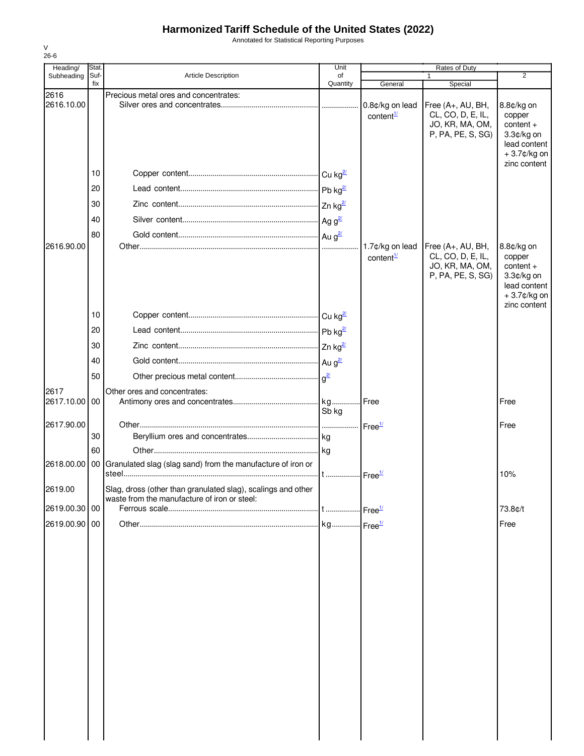# Harmonized Tariff Schedule of the United States (2022)

Annotated for Statistical Reporting Purposes

V
26-6

| Heading/ Subheading | Stat. Suf-fix | Article Description | Unit of Quantity | Rates of Duty 1 General | Special | 2 |
|---|---|---|---|---|---|---|
| 2616 | | Precious metal ores and concentrates: | | | | |
| 2616.10.00 | | Silver ores and concentrates | | 0.8¢/kg on lead content[1/] | Free (A+, AU, BH, CL, CO, D, E, IL, JO, KR, MA, OM, P, PA, PE, S, SG) | 8.8¢/kg on copper content + 3.3¢/kg on lead content + 3.7¢/kg on zinc content |
| | 10 | Copper content | Cu kg[2/] | | | |
| | 20 | Lead content | Pb kg[2/] | | | |
| | 30 | Zinc content | Zn kg[2/] | | | |
| | 40 | Silver content | Ag g[2/] | | | |
| | 80 | Gold content | Au g[2/] | | | |
| 2616.90.00 | | Other | | 1.7¢/kg on lead content[1/] | Free (A+, AU, BH, CL, CO, D, E, IL, JO, KR, MA, OM, P, PA, PE, S, SG) | 8.8¢/kg on copper content + 3.3¢/kg on lead content + 3.7¢/kg on zinc content |
| | 10 | Copper content | Cu kg[2/] | | | |
| | 20 | Lead content | Pb kg[2/] | | | |
| | 30 | Zinc content | Zn kg[2/] | | | |
| | 40 | Gold content | Au g[2/] | | | |
| | 50 | Other precious metal content | g[2/] | | | |
| 2617 | | Other ores and concentrates: | | | | |
| 2617.10.00 | 00 | Antimony ores and concentrates | kg Sb kg | Free | | Free |
| 2617.90.00 | | Other | | Free[1/] | | Free |
| | 30 | Beryllium ores and concentrates | kg | | | |
| | 60 | Other | kg | | | |
| 2618.00.00 | 00 | Granulated slag (slag sand) from the manufacture of iron or steel | t | Free[1/] | | 10% |
| 2619.00 | | Slag, dross (other than granulated slag), scalings and other waste from the manufacture of iron or steel: | | | | |
| 2619.00.30 | 00 | Ferrous scale | t | Free[1/] | | 73.8¢/t |
| 2619.00.90 | 00 | Other | kg | Free[1/] | | Free |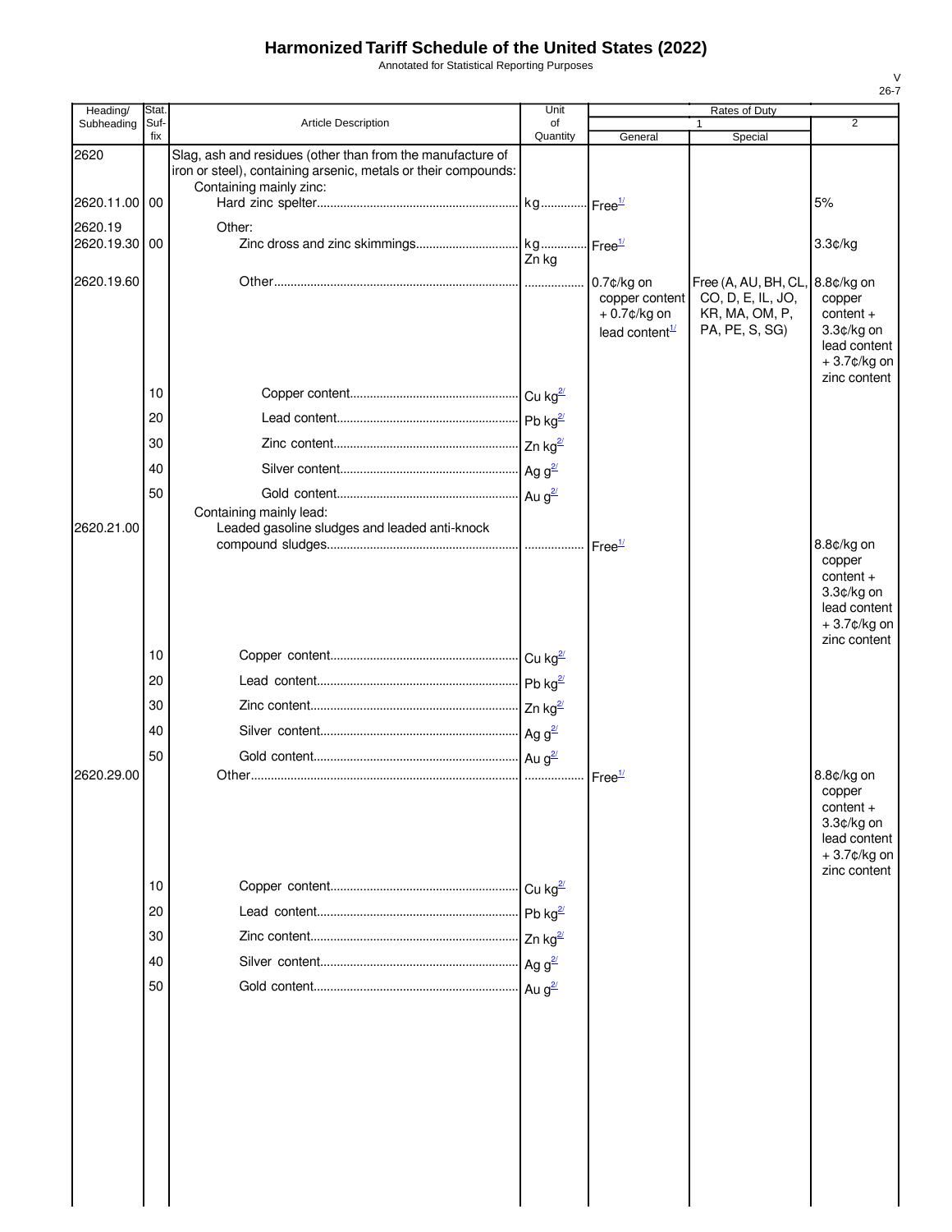# Harmonized Tariff Schedule of the United States (2022)

Annotated for Statistical Reporting Purposes

| Heading/ Subheading | Stat. Suf- fix | Article Description | Unit of Quantity | Rates of Duty 1 General | Special | 2 |
|---|---|---|---|---|---|---|
| 2620 | | Slag, ash and residues (other than from the manufacture of iron or steel), containing arsenic, metals or their compounds: | | | | |
| | | Containing mainly zinc: | | | | |
| 2620.11.00 | 00 | Hard zinc spelter | kg | Free[1/] | | 5% |
| 2620.19 | | Other: | | | | |
| 2620.19.30 | 00 | Zinc dross and zinc skimmings | kg Zn kg | Free[1/] | | 3.3¢/kg |
| 2620.19.60 | | Other | | 0.7¢/kg on copper content + 0.7¢/kg on lead content[1/] | Free (A, AU, BH, CL, CO, D, E, IL, JO, KR, MA, OM, P, PA, PE, S, SG) | 8.8¢/kg on copper content + 3.3¢/kg on lead content + 3.7¢/kg on zinc content |
| | 10 | Copper content | Cu kg[2/] | | | |
| | 20 | Lead content | Pb kg[2/] | | | |
| | 30 | Zinc content | Zn kg[2/] | | | |
| | 40 | Silver content | Ag g[2/] | | | |
| | 50 | Gold content | Au g[2/] | | | |
| | | Containing mainly lead: | | | | |
| 2620.21.00 | | Leaded gasoline sludges and leaded anti-knock compound sludges | | Free[1/] | | 8.8¢/kg on copper content + 3.3¢/kg on lead content + 3.7¢/kg on zinc content |
| | 10 | Copper content | Cu kg[2/] | | | |
| | 20 | Lead content | Pb kg[2/] | | | |
| | 30 | Zinc content | Zn kg[2/] | | | |
| | 40 | Silver content | Ag g[2/] | | | |
| | 50 | Gold content | Au g[2/] | | | |
| 2620.29.00 | | Other | | Free[1/] | | 8.8¢/kg on copper content + 3.3¢/kg on lead content + 3.7¢/kg on zinc content |
| | 10 | Copper content | Cu kg[2/] | | | |
| | 20 | Lead content | Pb kg[2/] | | | |
| | 30 | Zinc content | Zn kg[2/] | | | |
| | 40 | Silver content | Ag g[2/] | | | |
| | 50 | Gold content | Au g[2/] | | | |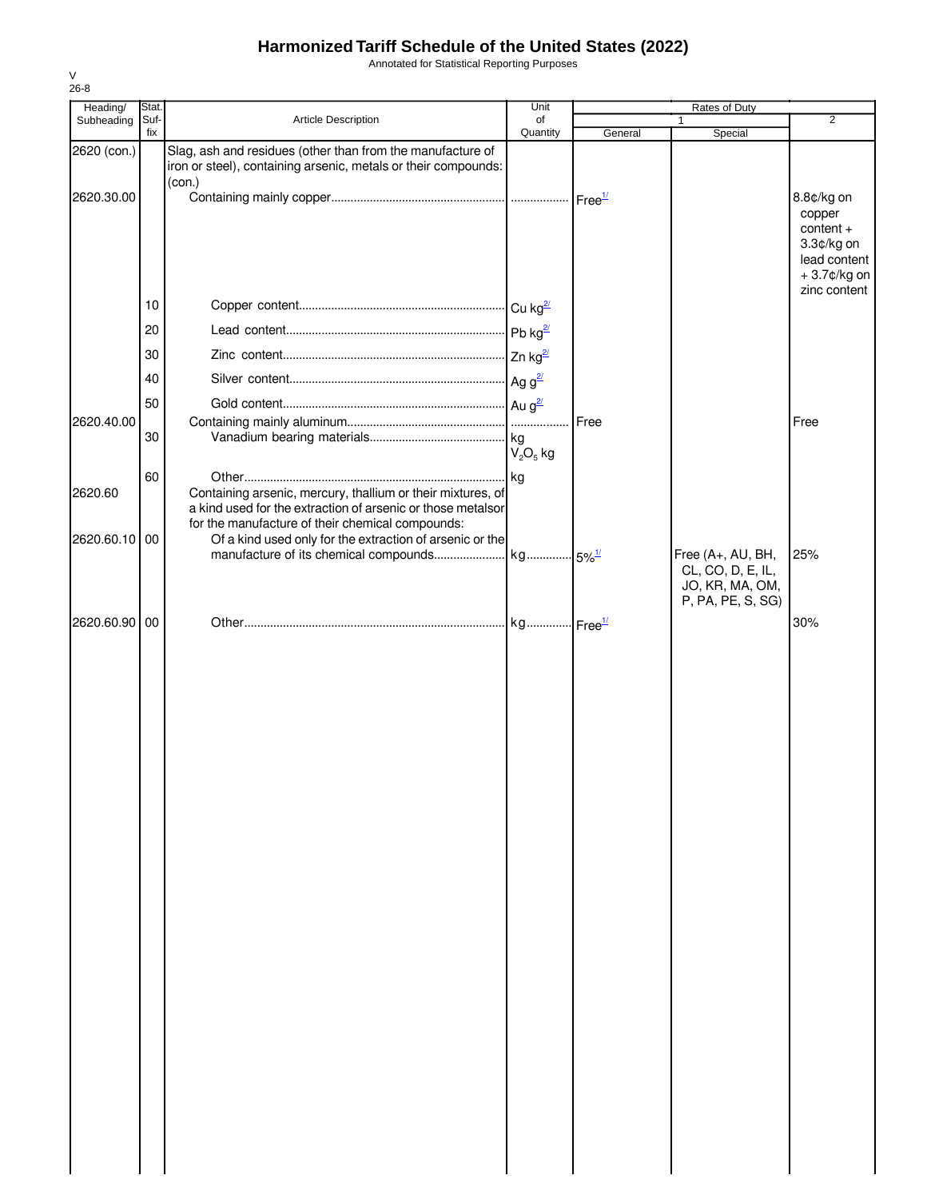# Harmonized Tariff Schedule of the United States (2022)

Annotated for Statistical Reporting Purposes

V
26-8

| Heading/ Subheading | Stat. Suf- fix | Article Description | Unit of Quantity | Rates of Duty 1 General | Special | 2 |
|---|---|---|---|---|---|---|
| 2620 (con.) | | Slag, ash and residues (other than from the manufacture of iron or steel), containing arsenic, metals or their compounds: (con.) | | | | |
| 2620.30.00 | | Containing mainly copper | | Free[1/] | | 8.8¢/kg on copper content + 3.3¢/kg on lead content + 3.7¢/kg on zinc content |
| | 10 | Copper content | Cu kg[2/] | | | |
| | 20 | Lead content | Pb kg[2/] | | | |
| | 30 | Zinc content | Zn kg[2/] | | | |
| | 40 | Silver content | Ag g[2/] | | | |
| | 50 | Gold content | Au g[2/] | | | |
| 2620.40.00 | | Containing mainly aluminum | | Free | | Free |
| | 30 | Vanadium bearing materials | kg $V_2O_5$ kg | | | |
| | 60 | Other | kg | | | |
| 2620.60 | | Containing arsenic, mercury, thallium or their mixtures, of a kind used for the extraction of arsenic or those metals or for the manufacture of their chemical compounds: | | | | |
| 2620.60.10 | 00 | Of a kind used only for the extraction of arsenic or the manufacture of its chemical compounds | kg | 5%[1/] | Free (A+, AU, BH, CL, CO, D, E, IL, JO, KR, MA, OM, P, PA, PE, S, SG) | 25% |
| 2620.60.90 | 00 | Other | kg | Free[1/] | | 30% |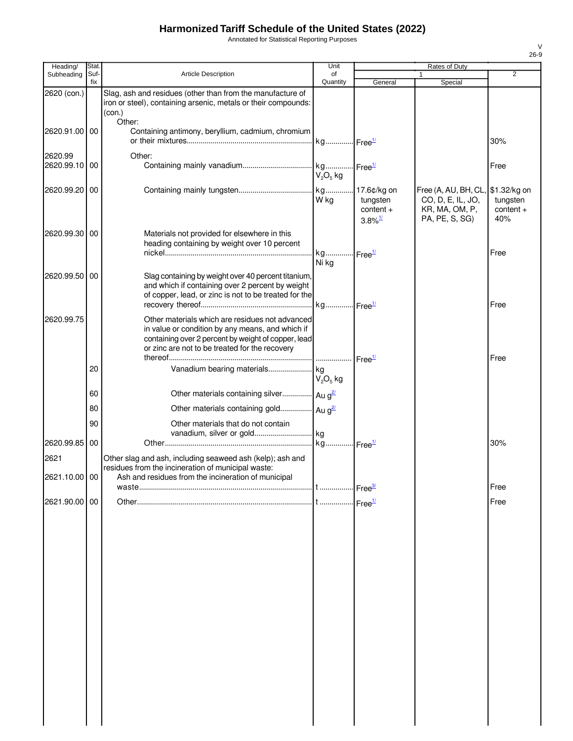# Harmonized Tariff Schedule of the United States (2022)

Annotated for Statistical Reporting Purposes

| Heading/ Subheading | Stat. Suf- fix | Article Description | Unit of Quantity | Rates of Duty 1 General | Rates of Duty 1 Special | Rates of Duty 2 |
|---|---|---|---|---|---|---|
| 2620 (con.) | | Slag, ash and residues (other than from the manufacture of iron or steel), containing arsenic, metals or their compounds: (con.) | | | | |
| | | Other: | | | | |
| 2620.91.00 | 00 | Containing antimony, beryllium, cadmium, chromium or their mixtures | kg | Free[1/] | | 30% |
| 2620.99 | | Other: | | | | |
| 2620.99.10 | 00 | Containing mainly vanadium | kg $V_2O_5$ kg | Free[1/] | | Free |
| 2620.99.20 | 00 | Containing mainly tungsten | kg W kg | 17.6¢/kg on tungsten content + 3.8%[1/] | Free (A, AU, BH, CL, CO, D, E, IL, JO, KR, MA, OM, P, PA, PE, S, SG) | $1.32/kg on tungsten content + 40% |
| 2620.99.30 | 00 | Materials not provided for elsewhere in this heading containing by weight over 10 percent nickel | kg Ni kg | Free[1/] | | Free |
| 2620.99.50 | 00 | Slag containing by weight over 40 percent titanium, and which if containing over 2 percent by weight of copper, lead, or zinc is not to be treated for the recovery thereof | kg | Free[1/] | | Free |
| 2620.99.75 | | Other materials which are residues not advanced in value or condition by any means, and which if containing over 2 percent by weight of copper, lead or zinc are not to be treated for the recovery thereof | | Free[1/] | | Free |
| | 20 | Vanadium bearing materials | kg $V_2O_5$ kg | | | |
| | 60 | Other materials containing silver | Au g[2/] | | | |
| | 80 | Other materials containing gold | Au g[2/] | | | |
| | 90 | Other materials that do not contain vanadium, silver or gold | kg | | | |
| 2620.99.85 | 00 | Other | kg | Free[1/] | | 30% |
| 2621 | | Other slag and ash, including seaweed ash (kelp); ash and residues from the incineration of municipal waste: | | | | |
| 2621.10.00 | 00 | Ash and residues from the incineration of municipal waste | t | Free[3/] | | Free |
| 2621.90.00 | 00 | Other | t | Free[1/] | | Free |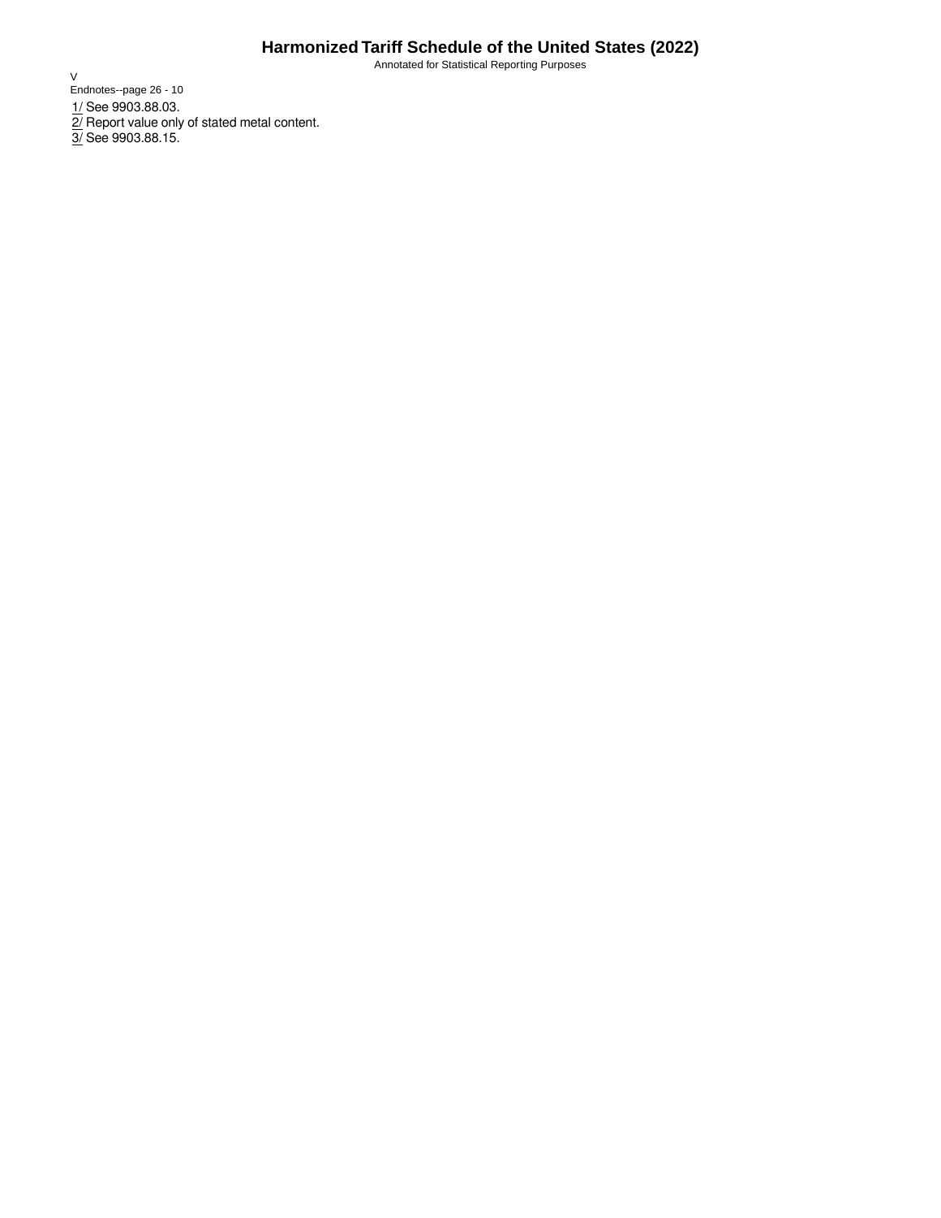V

Endnotes--page 26 - 10

1/ See 9903.88.03.

2/ Report value only of stated metal content.

3/ See 9903.88.15.